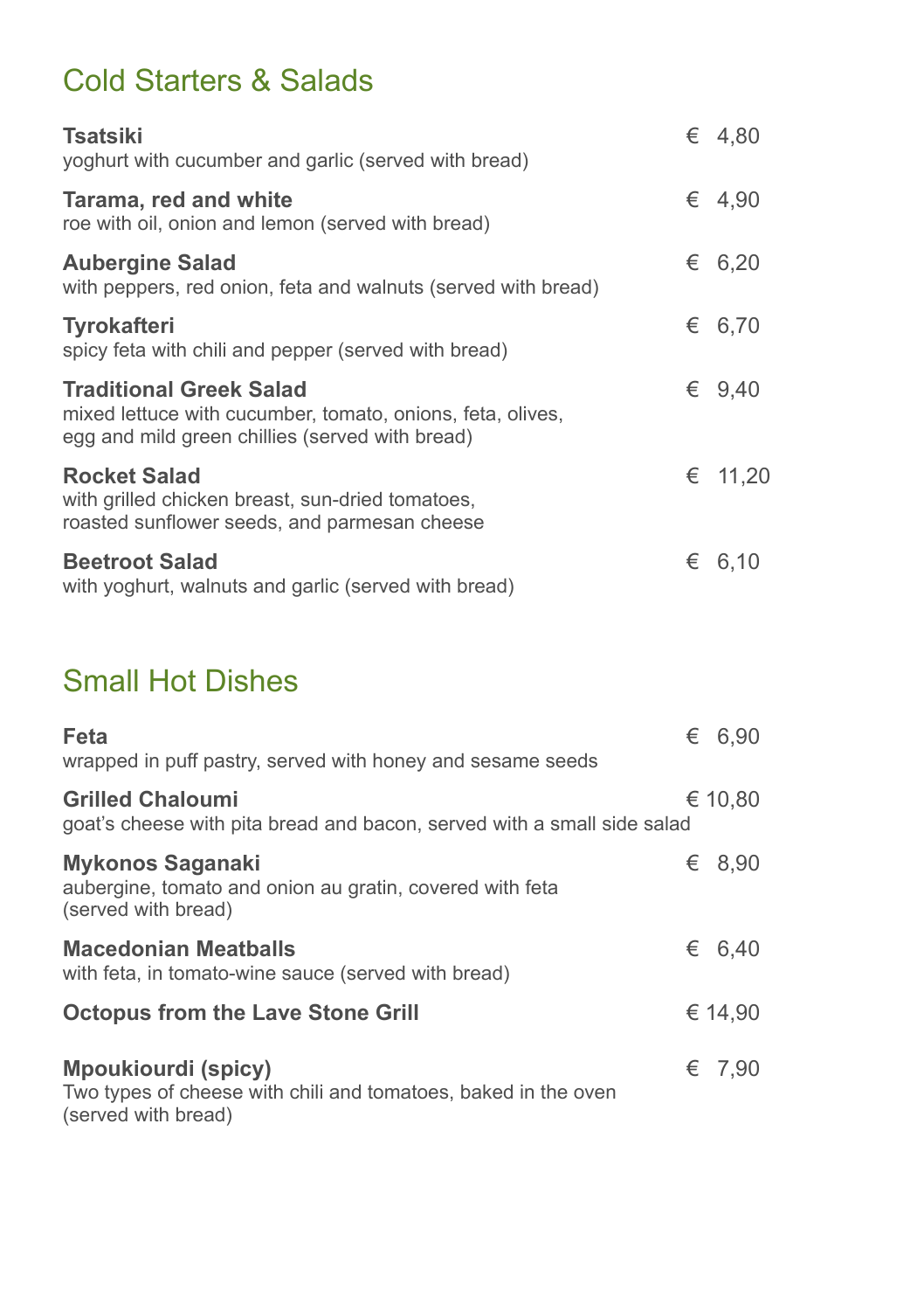## Cold Starters & Salads

**Tsatsiki** € 4,80
yoghurt with cucumber and garlic (served with bread)

**Tarama, red and white** € 4,90
roe with oil, onion and lemon (served with bread)

**Aubergine Salad** € 6,20
with peppers, red onion, feta and walnuts (served with bread)

**Tyrokafteri** € 6,70
spicy feta with chili and pepper (served with bread)

**Traditional Greek Salad** € 9,40
mixed lettuce with cucumber, tomato, onions, feta, olives, egg and mild green chillies (served with bread)

**Rocket Salad** € 11,20
with grilled chicken breast, sun-dried tomatoes, roasted sunflower seeds, and parmesan cheese

**Beetroot Salad** € 6,10
with yoghurt, walnuts and garlic (served with bread)

## Small Hot Dishes

**Feta** € 6,90
wrapped in puff pastry, served with honey and sesame seeds

**Grilled Chaloumi** € 10,80
goat's cheese with pita bread and bacon, served with a small side salad

**Mykonos Saganaki** € 8,90
aubergine, tomato and onion au gratin, covered with feta (served with bread)

**Macedonian Meatballs** € 6,40
with feta, in tomato-wine sauce (served with bread)

**Octopus from the Lave Stone Grill** € 14,90

**Mpoukiourdi (spicy)** € 7,90
Two types of cheese with chili and tomatoes, baked in the oven (served with bread)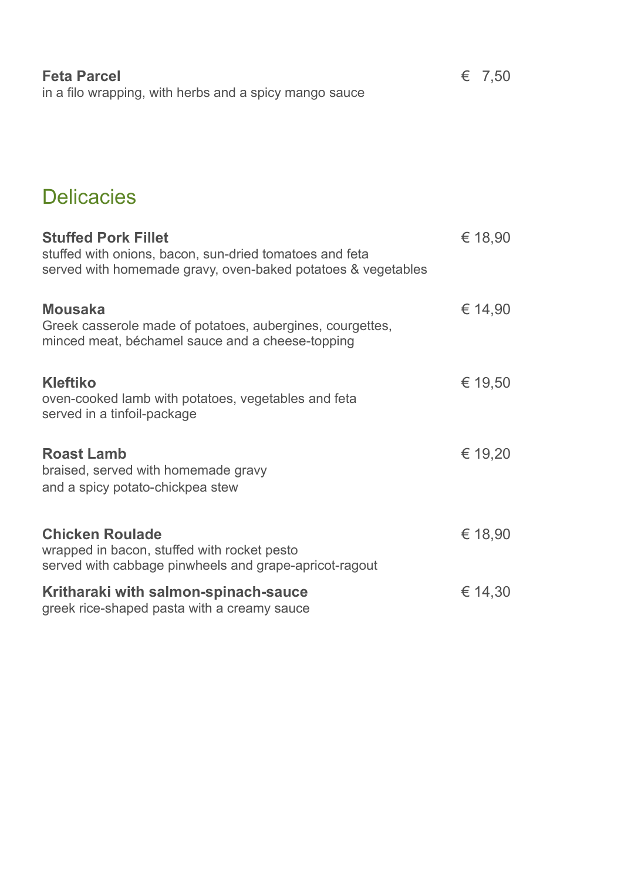**Feta Parcel** € 7,50
in a filo wrapping, with herbs and a spicy mango sauce

## Delicacies

**Stuffed Pork Fillet** € 18,90
stuffed with onions, bacon, sun-dried tomatoes and feta
served with homemade gravy, oven-baked potatoes & vegetables

**Mousaka** € 14,90
Greek casserole made of potatoes, aubergines, courgettes,
minced meat, béchamel sauce and a cheese-topping

**Kleftiko** € 19,50
oven-cooked lamb with potatoes, vegetables and feta
served in a tinfoil-package

**Roast Lamb** € 19,20
braised, served with homemade gravy
and a spicy potato-chickpea stew

**Chicken Roulade** € 18,90
wrapped in bacon, stuffed with rocket pesto
served with cabbage pinwheels and grape-apricot-ragout

**Kritharaki with salmon-spinach-sauce** € 14,30
greek rice-shaped pasta with a creamy sauce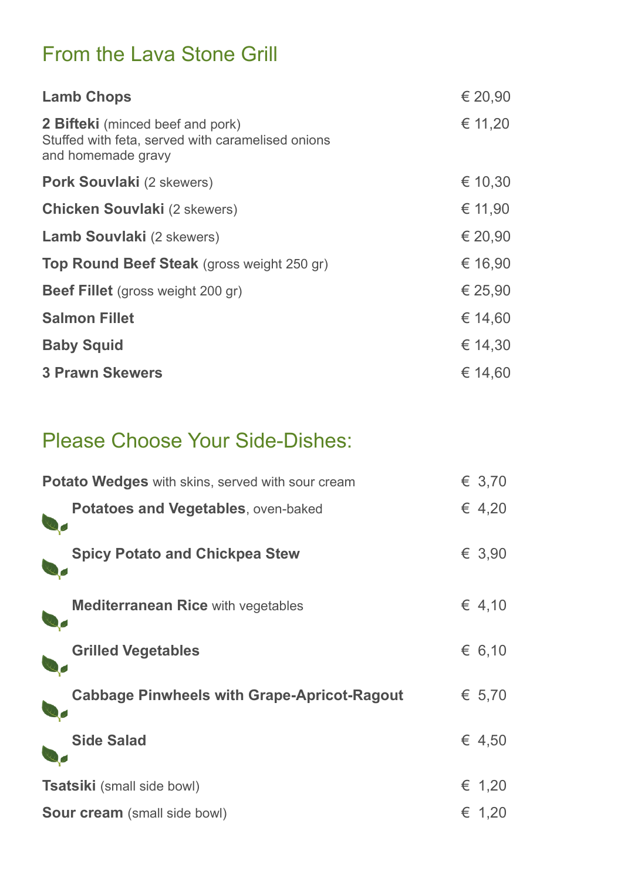## From the Lava Stone Grill

| Item | Price |
|---|---|
| **Lamb Chops** | € 20,90 |
| **2 Bifteki** (minced beef and pork)<br>Stuffed with feta, served with caramelised onions and homemade gravy | € 11,20 |
| **Pork Souvlaki** (2 skewers) | € 10,30 |
| **Chicken Souvlaki** (2 skewers) | € 11,90 |
| **Lamb Souvlaki** (2 skewers) | € 20,90 |
| **Top Round Beef Steak** (gross weight 250 gr) | € 16,90 |
| **Beef Fillet** (gross weight 200 gr) | € 25,90 |
| **Salmon Fillet** | € 14,60 |
| **Baby Squid** | € 14,30 |
| **3 Prawn Skewers** | € 14,60 |

## Please Choose Your Side-Dishes:

| Item | Price |
|---|---|
| **Potato Wedges** with skins, served with sour cream | € 3,70 |
| **Potatoes and Vegetables**, oven-baked | € 4,20 |
| **Spicy Potato and Chickpea Stew** | € 3,90 |
| **Mediterranean Rice** with vegetables | € 4,10 |
| **Grilled Vegetables** | € 6,10 |
| **Cabbage Pinwheels with Grape-Apricot-Ragout** | € 5,70 |
| **Side Salad** | € 4,50 |
| **Tsatsiki** (small side bowl) | € 1,20 |
| **Sour cream** (small side bowl) | € 1,20 |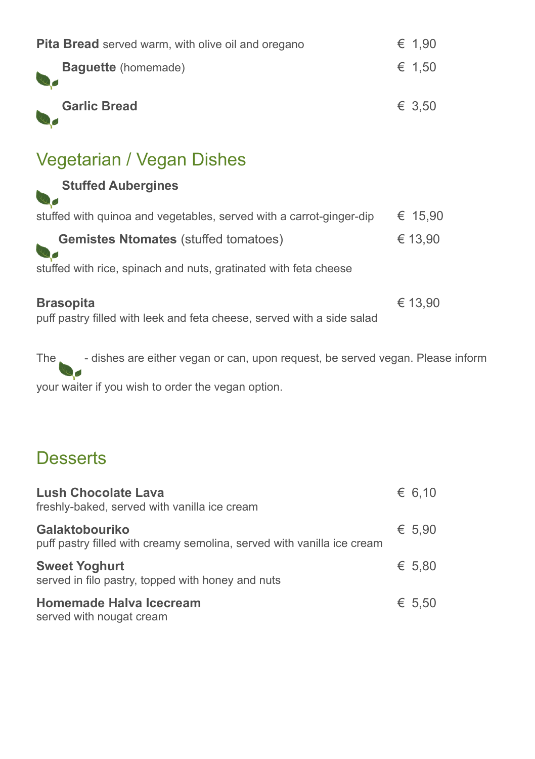**Pita Bread** served warm, with olive oil and oregano € 1,90

**Baguette** (homemade) € 1,50

**Garlic Bread** € 3,50

## Vegetarian / Vegan Dishes

**Stuffed Aubergines**

stuffed with quinoa and vegetables, served with a carrot-ginger-dip € 15,90

**Gemistes Ntomates** (stuffed tomatoes) € 13,90

stuffed with rice, spinach and nuts, gratinated with feta cheese

**Brasopita** € 13,90

puff pastry filled with leek and feta cheese, served with a side salad

The - dishes are either vegan or can, upon request, be served vegan. Please inform your waiter if you wish to order the vegan option.

## Desserts

**Lush Chocolate Lava** € 6,10

freshly-baked, served with vanilla ice cream

**Galaktobouriko** € 5,90

puff pastry filled with creamy semolina, served with vanilla ice cream

**Sweet Yoghurt** € 5,80

served in filo pastry, topped with honey and nuts

**Homemade Halva Icecream** € 5,50

served with nougat cream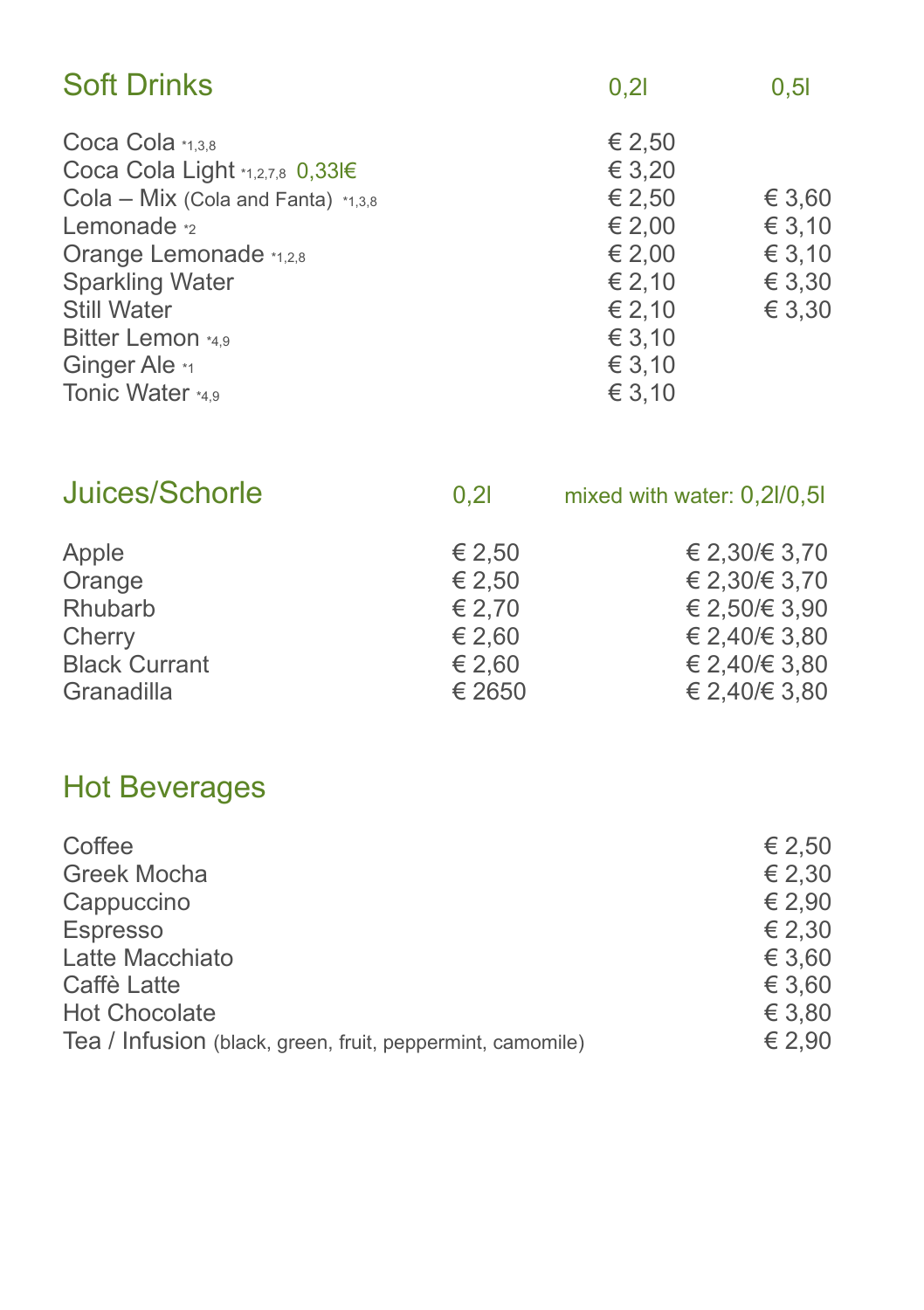## Soft Drinks

| | 0,2l | 0,5l |
|---|---|---|
| Coca Cola *1,3,8 | € 2,50 | |
| Coca Cola Light *1,2,7,8 0,33l€ | € 3,20 | |
| Cola – Mix (Cola and Fanta) *1,3,8 | € 2,50 | € 3,60 |
| Lemonade *2 | € 2,00 | € 3,10 |
| Orange Lemonade *1,2,8 | € 2,00 | € 3,10 |
| Sparkling Water | € 2,10 | € 3,30 |
| Still Water | € 2,10 | € 3,30 |
| Bitter Lemon *4,9 | € 3,10 | |
| Ginger Ale *1 | € 3,10 | |
| Tonic Water *4,9 | € 3,10 | |

## Juices/Schorle

| | 0,2l | mixed with water: 0,2l/0,5l |
|---|---|---|
| Apple | € 2,50 | € 2,30/€ 3,70 |
| Orange | € 2,50 | € 2,30/€ 3,70 |
| Rhubarb | € 2,70 | € 2,50/€ 3,90 |
| Cherry | € 2,60 | € 2,40/€ 3,80 |
| Black Currant | € 2,60 | € 2,40/€ 3,80 |
| Granadilla | € 2650 | € 2,40/€ 3,80 |

## Hot Beverages

| | |
|---|---|
| Coffee | € 2,50 |
| Greek Mocha | € 2,30 |
| Cappuccino | € 2,90 |
| Espresso | € 2,30 |
| Latte Macchiato | € 3,60 |
| Caffè Latte | € 3,60 |
| Hot Chocolate | € 3,80 |
| Tea / Infusion (black, green, fruit, peppermint, camomile) | € 2,90 |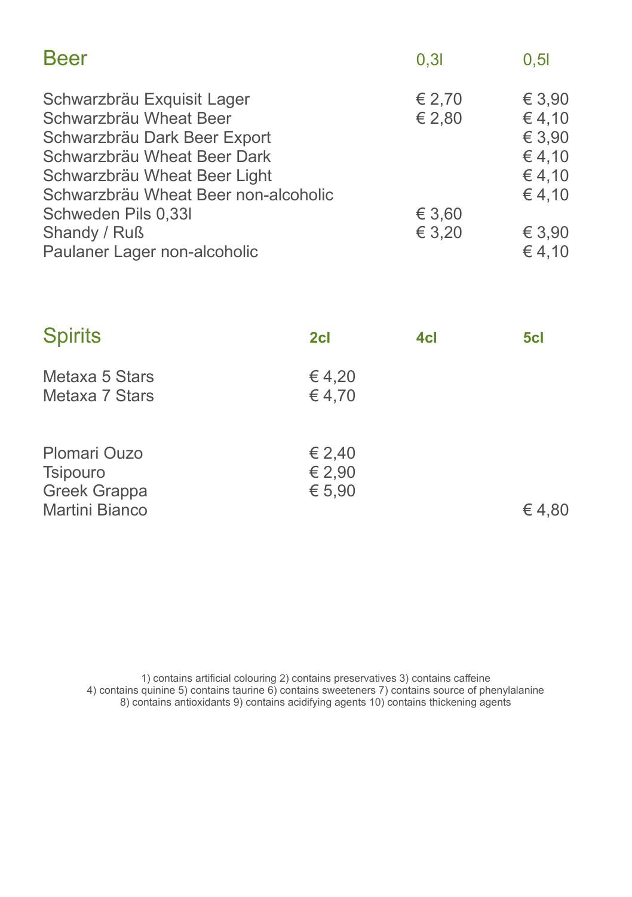## Beer

| Beer | 0,3l | 0,5l |
|---|---|---|
| Schwarzbräu Exquisit Lager | € 2,70 | € 3,90 |
| Schwarzbräu Wheat Beer | € 2,80 | € 4,10 |
| Schwarzbräu Dark Beer Export | | € 3,90 |
| Schwarzbräu Wheat Beer Dark | | € 4,10 |
| Schwarzbräu Wheat Beer Light | | € 4,10 |
| Schwarzbräu Wheat Beer non-alcoholic | | € 4,10 |
| Schweden Pils 0,33l | € 3,60 | |
| Shandy / Ruß | € 3,20 | € 3,90 |
| Paulaner Lager non-alcoholic | | € 4,10 |

## Spirits

| Spirits | 2cl | 4cl | 5cl |
|---|---|---|---|
| Metaxa 5 Stars | € 4,20 | | |
| Metaxa 7 Stars | € 4,70 | | |
| Plomari Ouzo | € 2,40 | | |
| Tsipouro | € 2,90 | | |
| Greek Grappa | € 5,90 | | |
| Martini Bianco | | | € 4,80 |

1) contains artificial colouring 2) contains preservatives 3) contains caffeine
4) contains quinine 5) contains taurine 6) contains sweeteners 7) contains source of phenylalanine
8) contains antioxidants 9) contains acidifying agents 10) contains thickening agents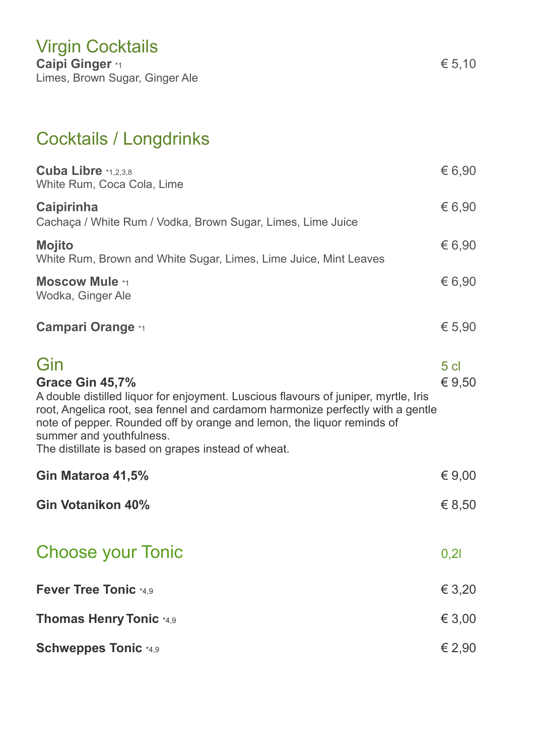## Virgin Cocktails

**Caipi Ginger** *1 — € 5,10
Limes, Brown Sugar, Ginger Ale

## Cocktails / Longdrinks

**Cuba Libre** *1,2,3,8 — € 6,90
White Rum, Coca Cola, Lime

**Caipirinha** — € 6,90
Cachaça / White Rum / Vodka, Brown Sugar, Limes, Lime Juice

**Mojito** — € 6,90
White Rum, Brown and White Sugar, Limes, Lime Juice, Mint Leaves

**Moscow Mule** *1 — € 6,90
Wodka, Ginger Ale

**Campari Orange** *1 — € 5,90

## Gin

5 cl

**Grace Gin 45,7%** — € 9,50
A double distilled liquor for enjoyment. Luscious flavours of juniper, myrtle, Iris root, Angelica root, sea fennel and cardamom harmonize perfectly with a gentle note of pepper. Rounded off by orange and lemon, the liquor reminds of summer and youthfulness.
The distillate is based on grapes instead of wheat.

**Gin Mataroa 41,5%** — € 9,00

**Gin Votanikon 40%** — € 8,50

## Choose your Tonic

0,2l

**Fever Tree Tonic** *4,9 — € 3,20

**Thomas Henry Tonic** *4,9 — € 3,00

**Schweppes Tonic** *4,9 — € 2,90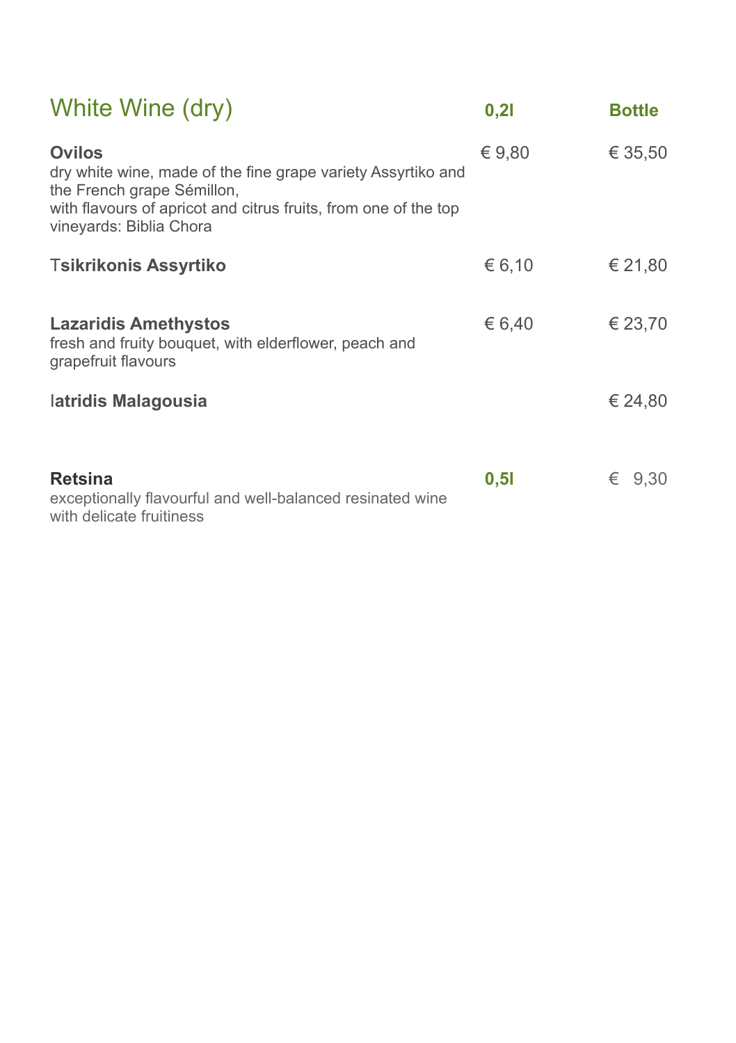## White Wine (dry)

| | 0,2l | Bottle |
|---|---|---|
| **Ovilos**<br>dry white wine, made of the fine grape variety Assyrtiko and the French grape Sémillon,<br>with flavours of apricot and citrus fruits, from one of the top vineyards: Biblia Chora | € 9,80 | € 35,50 |
| **Tsikrikonis Assyrtiko** | € 6,10 | € 21,80 |
| **Lazaridis Amethystos**<br>fresh and fruity bouquet, with elderflower, peach and grapefruit flavours | € 6,40 | € 23,70 |
| **Iatridis Malagousia** | | € 24,80 |
| **Retsina**<br>exceptionally flavourful and well-balanced resinated wine with delicate fruitiness | **0,5l** | € 9,30 |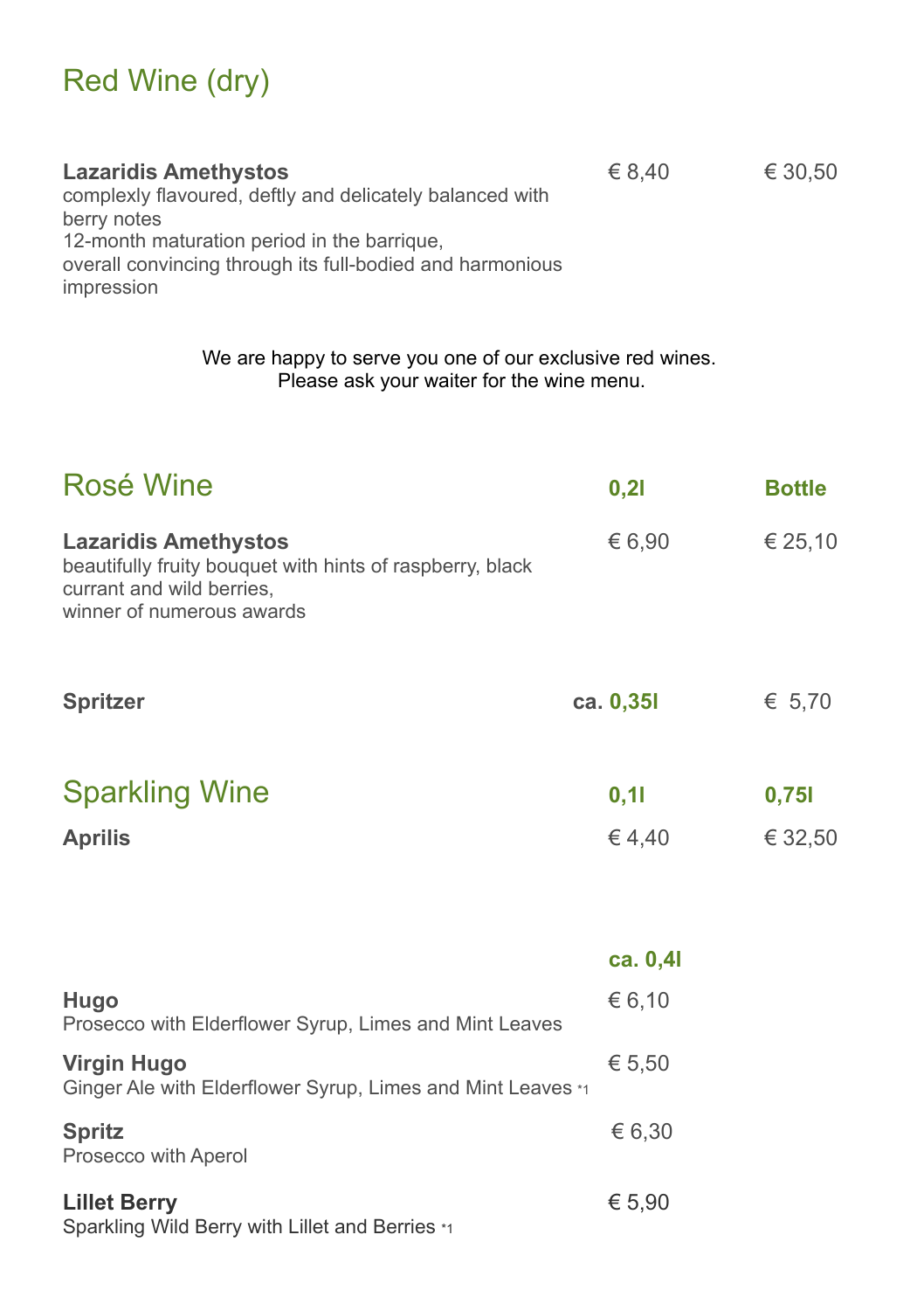## Red Wine (dry)

| | | |
|---|---|---|
| **Lazaridis Amethystos**<br>complexly flavoured, deftly and delicately balanced with berry notes<br>12-month maturation period in the barrique,<br>overall convincing through its full-bodied and harmonious impression | € 8,40 | € 30,50 |

We are happy to serve you one of our exclusive red wines.
Please ask your waiter for the wine menu.

| Rosé Wine | 0,2l | Bottle |
|---|---|---|
| **Lazaridis Amethystos**<br>beautifully fruity bouquet with hints of raspberry, black currant and wild berries,<br>winner of numerous awards | € 6,90 | € 25,10 |

| | | |
|---|---|---|
| **Spritzer** | ca. 0,35l | € 5,70 |

| Sparkling Wine | 0,1l | 0,75l |
|---|---|---|
| **Aprilis** | € 4,40 | € 32,50 |

| | ca. 0,4l |
|---|---|
| **Hugo**<br>Prosecco with Elderflower Syrup, Limes and Mint Leaves | € 6,10 |
| **Virgin Hugo**<br>Ginger Ale with Elderflower Syrup, Limes and Mint Leaves *1 | € 5,50 |
| **Spritz**<br>Prosecco with Aperol | € 6,30 |
| **Lillet Berry**<br>Sparkling Wild Berry with Lillet and Berries *1 | € 5,90 |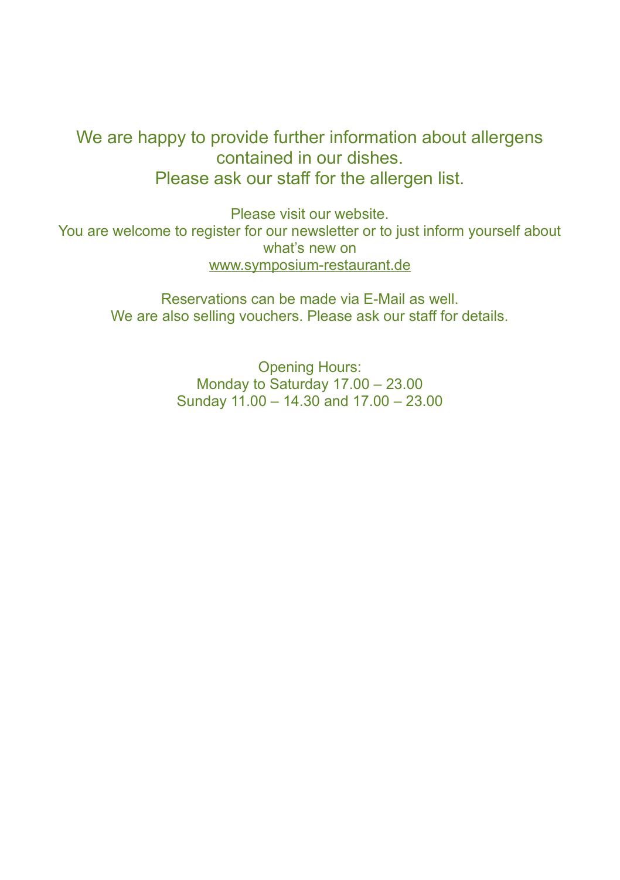We are happy to provide further information about allergens contained in our dishes.
Please ask our staff for the allergen list.

Please visit our website.
You are welcome to register for our newsletter or to just inform yourself about what's new on
www.symposium-restaurant.de

Reservations can be made via E-Mail as well.
We are also selling vouchers. Please ask our staff for details.

Opening Hours:
Monday to Saturday 17.00 – 23.00
Sunday 11.00 – 14.30 and 17.00 – 23.00